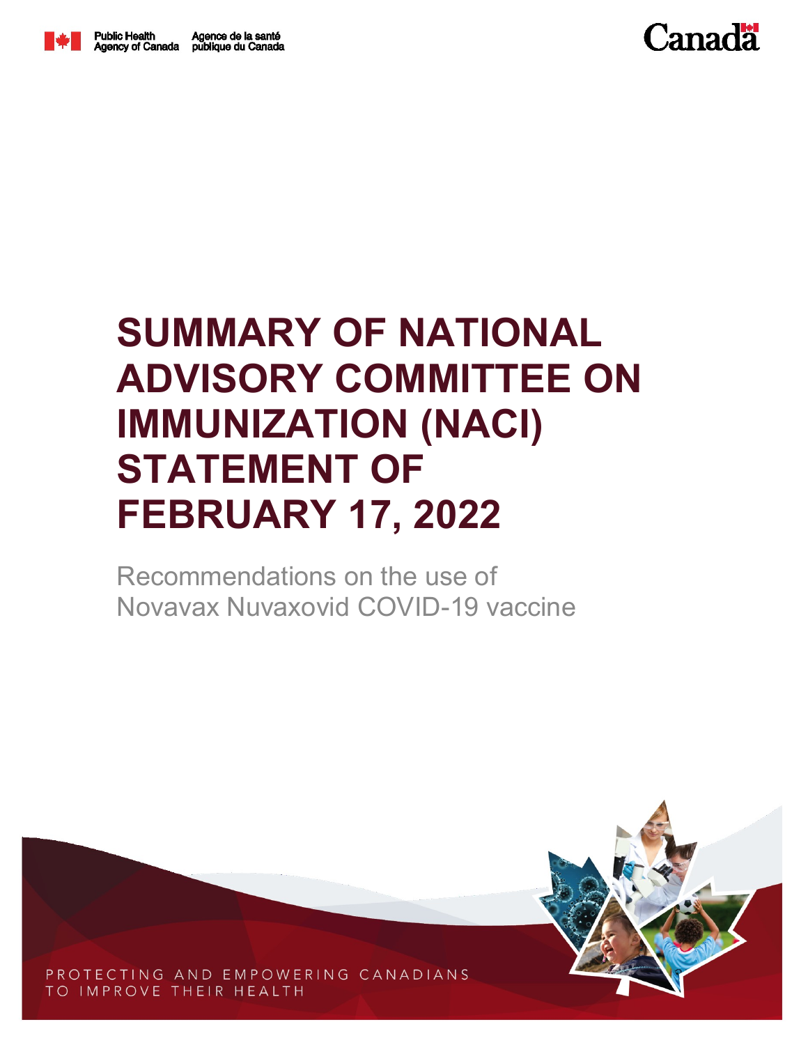Public Health Agency of Canada | Agence de la santé publique du Canada

Canada

# SUMMARY OF NATIONAL ADVISORY COMMITTEE ON IMMUNIZATION (NACI) STATEMENT OF FEBRUARY 17, 2022

Recommendations on the use of Novavax Nuvaxovid COVID-19 vaccine

PROTECTING AND EMPOWERING CANADIANS TO IMPROVE THEIR HEALTH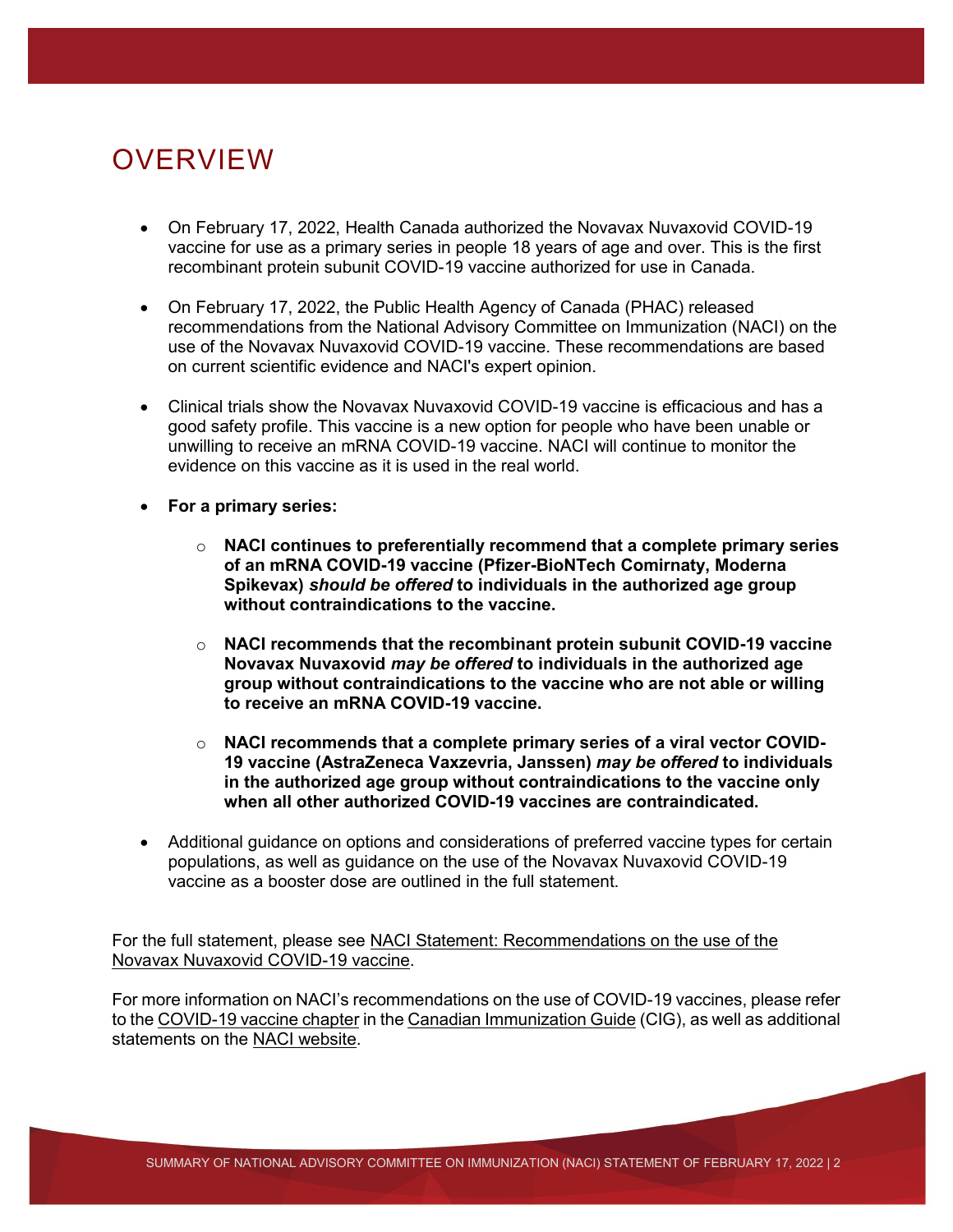# OVERVIEW

- On February 17, 2022, Health Canada authorized the Novavax Nuvaxovid COVID-19 vaccine for use as a primary series in people 18 years of age and over. This is the first recombinant protein subunit COVID-19 vaccine authorized for use in Canada.
- On February 17, 2022, the Public Health Agency of Canada (PHAC) released recommendations from the National Advisory Committee on Immunization (NACI) on the use of the Novavax Nuvaxovid COVID-19 vaccine. These recommendations are based on current scientific evidence and NACI's expert opinion.
- Clinical trials show the Novavax Nuvaxovid COVID-19 vaccine is efficacious and has a good safety profile. This vaccine is a new option for people who have been unable or unwilling to receive an mRNA COVID-19 vaccine. NACI will continue to monitor the evidence on this vaccine as it is used in the real world.
- **For a primary series:**
  - **NACI continues to preferentially recommend that a complete primary series of an mRNA COVID-19 vaccine (Pfizer-BioNTech Comirnaty, Moderna Spikevax) *should be offered* to individuals in the authorized age group without contraindications to the vaccine.**
  - **NACI recommends that the recombinant protein subunit COVID-19 vaccine Novavax Nuvaxovid *may be offered* to individuals in the authorized age group without contraindications to the vaccine who are not able or willing to receive an mRNA COVID-19 vaccine.**
  - **NACI recommends that a complete primary series of a viral vector COVID-19 vaccine (AstraZeneca Vaxzevria, Janssen) *may be offered* to individuals in the authorized age group without contraindications to the vaccine only when all other authorized COVID-19 vaccines are contraindicated.**
- Additional guidance on options and considerations of preferred vaccine types for certain populations, as well as guidance on the use of the Novavax Nuvaxovid COVID-19 vaccine as a booster dose are outlined in the full statement.

For the full statement, please see NACI Statement: Recommendations on the use of the Novavax Nuvaxovid COVID-19 vaccine.

For more information on NACI's recommendations on the use of COVID-19 vaccines, please refer to the COVID-19 vaccine chapter in the Canadian Immunization Guide (CIG), as well as additional statements on the NACI website.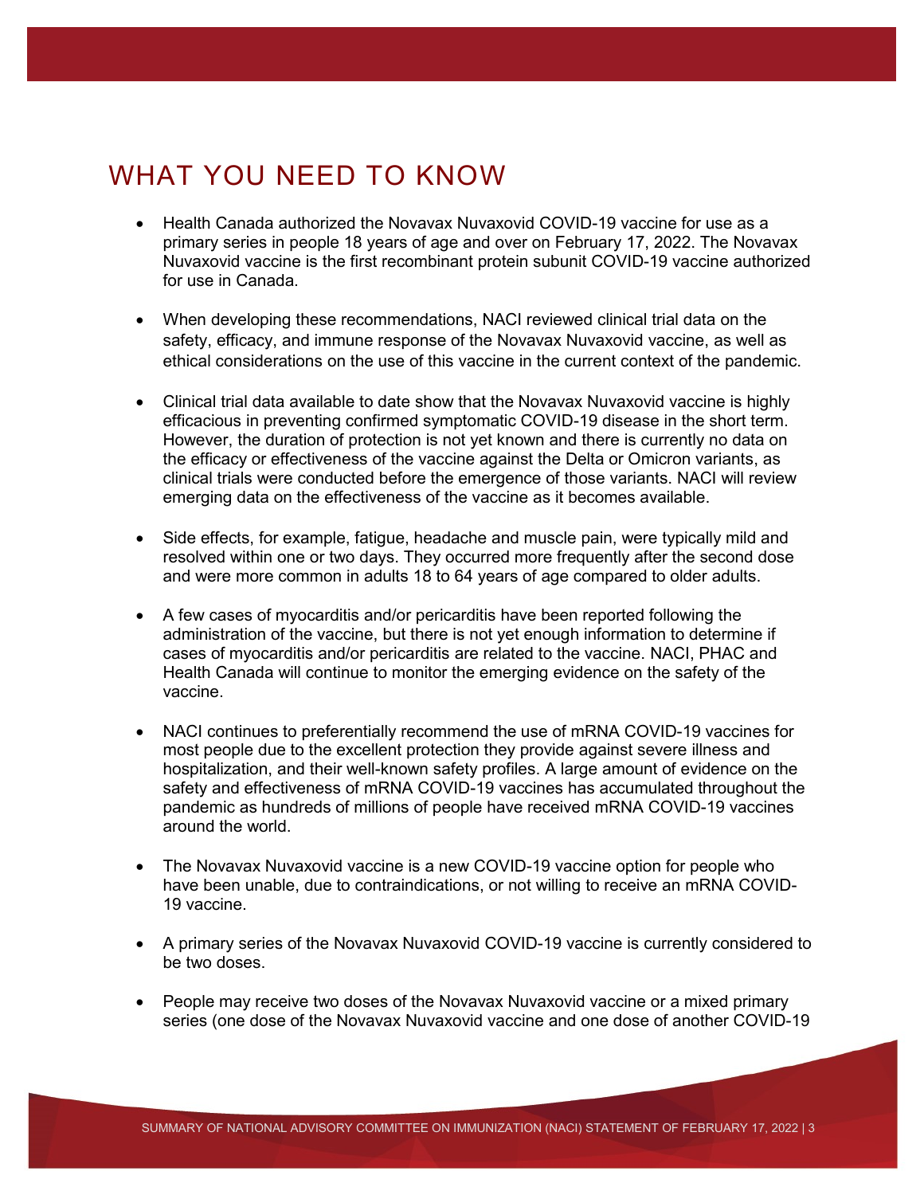# WHAT YOU NEED TO KNOW

- Health Canada authorized the Novavax Nuvaxovid COVID-19 vaccine for use as a primary series in people 18 years of age and over on February 17, 2022. The Novavax Nuvaxovid vaccine is the first recombinant protein subunit COVID-19 vaccine authorized for use in Canada.

- When developing these recommendations, NACI reviewed clinical trial data on the safety, efficacy, and immune response of the Novavax Nuvaxovid vaccine, as well as ethical considerations on the use of this vaccine in the current context of the pandemic.

- Clinical trial data available to date show that the Novavax Nuvaxovid vaccine is highly efficacious in preventing confirmed symptomatic COVID-19 disease in the short term. However, the duration of protection is not yet known and there is currently no data on the efficacy or effectiveness of the vaccine against the Delta or Omicron variants, as clinical trials were conducted before the emergence of those variants. NACI will review emerging data on the effectiveness of the vaccine as it becomes available.

- Side effects, for example, fatigue, headache and muscle pain, were typically mild and resolved within one or two days. They occurred more frequently after the second dose and were more common in adults 18 to 64 years of age compared to older adults.

- A few cases of myocarditis and/or pericarditis have been reported following the administration of the vaccine, but there is not yet enough information to determine if cases of myocarditis and/or pericarditis are related to the vaccine. NACI, PHAC and Health Canada will continue to monitor the emerging evidence on the safety of the vaccine.

- NACI continues to preferentially recommend the use of mRNA COVID-19 vaccines for most people due to the excellent protection they provide against severe illness and hospitalization, and their well-known safety profiles. A large amount of evidence on the safety and effectiveness of mRNA COVID-19 vaccines has accumulated throughout the pandemic as hundreds of millions of people have received mRNA COVID-19 vaccines around the world.

- The Novavax Nuvaxovid vaccine is a new COVID-19 vaccine option for people who have been unable, due to contraindications, or not willing to receive an mRNA COVID-19 vaccine.

- A primary series of the Novavax Nuvaxovid COVID-19 vaccine is currently considered to be two doses.

- People may receive two doses of the Novavax Nuvaxovid vaccine or a mixed primary series (one dose of the Novavax Nuvaxovid vaccine and one dose of another COVID-19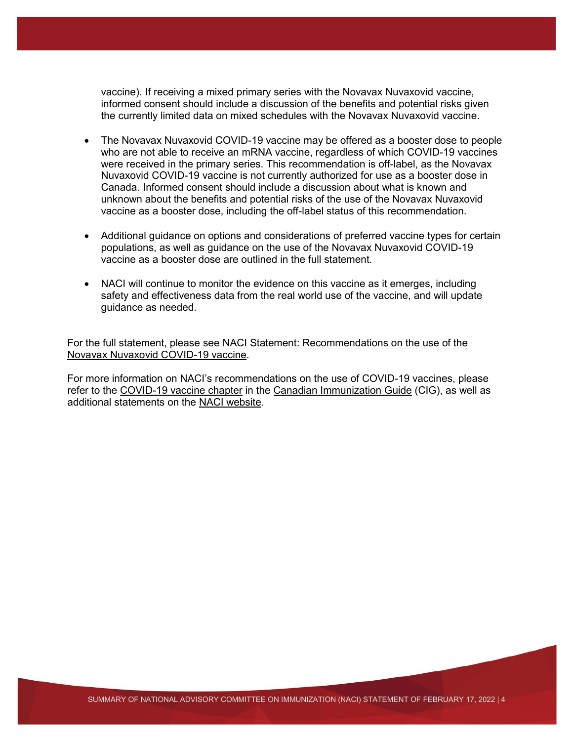vaccine). If receiving a mixed primary series with the Novavax Nuvaxovid vaccine, informed consent should include a discussion of the benefits and potential risks given the currently limited data on mixed schedules with the Novavax Nuvaxovid vaccine.

- The Novavax Nuvaxovid COVID-19 vaccine may be offered as a booster dose to people who are not able to receive an mRNA vaccine, regardless of which COVID-19 vaccines were received in the primary series. This recommendation is off-label, as the Novavax Nuvaxovid COVID-19 vaccine is not currently authorized for use as a booster dose in Canada. Informed consent should include a discussion about what is known and unknown about the benefits and potential risks of the use of the Novavax Nuvaxovid vaccine as a booster dose, including the off-label status of this recommendation.

- Additional guidance on options and considerations of preferred vaccine types for certain populations, as well as guidance on the use of the Novavax Nuvaxovid COVID-19 vaccine as a booster dose are outlined in the full statement.

- NACI will continue to monitor the evidence on this vaccine as it emerges, including safety and effectiveness data from the real world use of the vaccine, and will update guidance as needed.

For the full statement, please see NACI Statement: Recommendations on the use of the Novavax Nuvaxovid COVID-19 vaccine.

For more information on NACI's recommendations on the use of COVID-19 vaccines, please refer to the COVID-19 vaccine chapter in the Canadian Immunization Guide (CIG), as well as additional statements on the NACI website.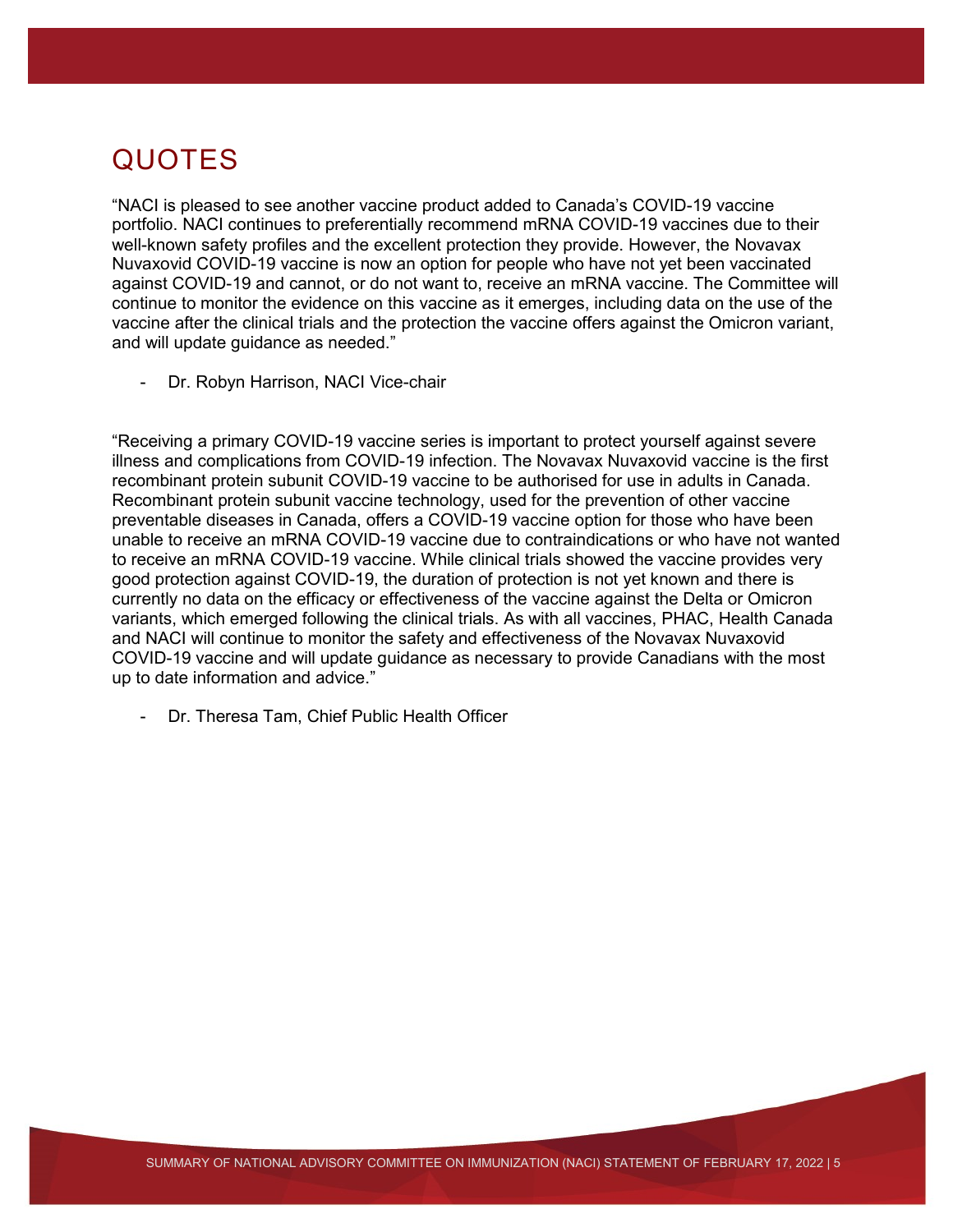# QUOTES

"NACI is pleased to see another vaccine product added to Canada's COVID-19 vaccine portfolio. NACI continues to preferentially recommend mRNA COVID-19 vaccines due to their well-known safety profiles and the excellent protection they provide. However, the Novavax Nuvaxovid COVID-19 vaccine is now an option for people who have not yet been vaccinated against COVID-19 and cannot, or do not want to, receive an mRNA vaccine. The Committee will continue to monitor the evidence on this vaccine as it emerges, including data on the use of the vaccine after the clinical trials and the protection the vaccine offers against the Omicron variant, and will update guidance as needed."

- Dr. Robyn Harrison, NACI Vice-chair

"Receiving a primary COVID-19 vaccine series is important to protect yourself against severe illness and complications from COVID-19 infection. The Novavax Nuvaxovid vaccine is the first recombinant protein subunit COVID-19 vaccine to be authorised for use in adults in Canada. Recombinant protein subunit vaccine technology, used for the prevention of other vaccine preventable diseases in Canada, offers a COVID-19 vaccine option for those who have been unable to receive an mRNA COVID-19 vaccine due to contraindications or who have not wanted to receive an mRNA COVID-19 vaccine. While clinical trials showed the vaccine provides very good protection against COVID-19, the duration of protection is not yet known and there is currently no data on the efficacy or effectiveness of the vaccine against the Delta or Omicron variants, which emerged following the clinical trials. As with all vaccines, PHAC, Health Canada and NACI will continue to monitor the safety and effectiveness of the Novavax Nuvaxovid COVID-19 vaccine and will update guidance as necessary to provide Canadians with the most up to date information and advice."

- Dr. Theresa Tam, Chief Public Health Officer